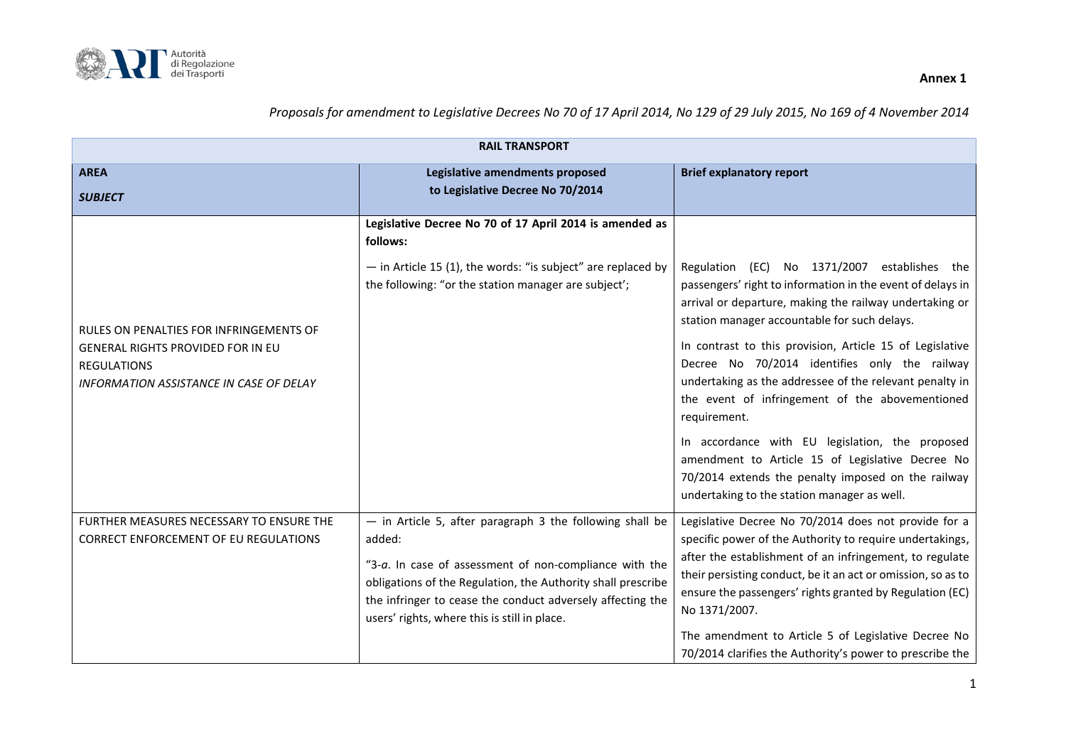**Annex 1**

*Proposals for amendment to Legislative Decrees No 70 of 17 April 2014, No 129 of 29 July 2015, No 169 of 4 November 2014*

| **RAIL TRANSPORT** | | |
|---|---|---|
| **AREA**<br>***SUBJECT*** | **Legislative amendments proposed to Legislative Decree No 70/2014** | **Brief explanatory report** |
| RULES ON PENALTIES FOR INFRINGEMENTS OF GENERAL RIGHTS PROVIDED FOR IN EU REGULATIONS<br>*INFORMATION ASSISTANCE IN CASE OF DELAY* | **Legislative Decree No 70 of 17 April 2014 is amended as follows:**<br>— in Article 15 (1), the words: "is subject" are replaced by the following: "or the station manager are subject'; | Regulation (EC) No 1371/2007 establishes the passengers' right to information in the event of delays in arrival or departure, making the railway undertaking or station manager accountable for such delays.<br>In contrast to this provision, Article 15 of Legislative Decree No 70/2014 identifies only the railway undertaking as the addressee of the relevant penalty in the event of infringement of the abovementioned requirement.<br>In accordance with EU legislation, the proposed amendment to Article 15 of Legislative Decree No 70/2014 extends the penalty imposed on the railway undertaking to the station manager as well. |
| FURTHER MEASURES NECESSARY TO ENSURE THE CORRECT ENFORCEMENT OF EU REGULATIONS | — in Article 5, after paragraph 3 the following shall be added:<br>"3-*a*. In case of assessment of non-compliance with the obligations of the Regulation, the Authority shall prescribe the infringer to cease the conduct adversely affecting the users' rights, where this is still in place. | Legislative Decree No 70/2014 does not provide for a specific power of the Authority to require undertakings, after the establishment of an infringement, to regulate their persisting conduct, be it an act or omission, so as to ensure the passengers' rights granted by Regulation (EC) No 1371/2007.<br>The amendment to Article 5 of Legislative Decree No 70/2014 clarifies the Authority's power to prescribe the |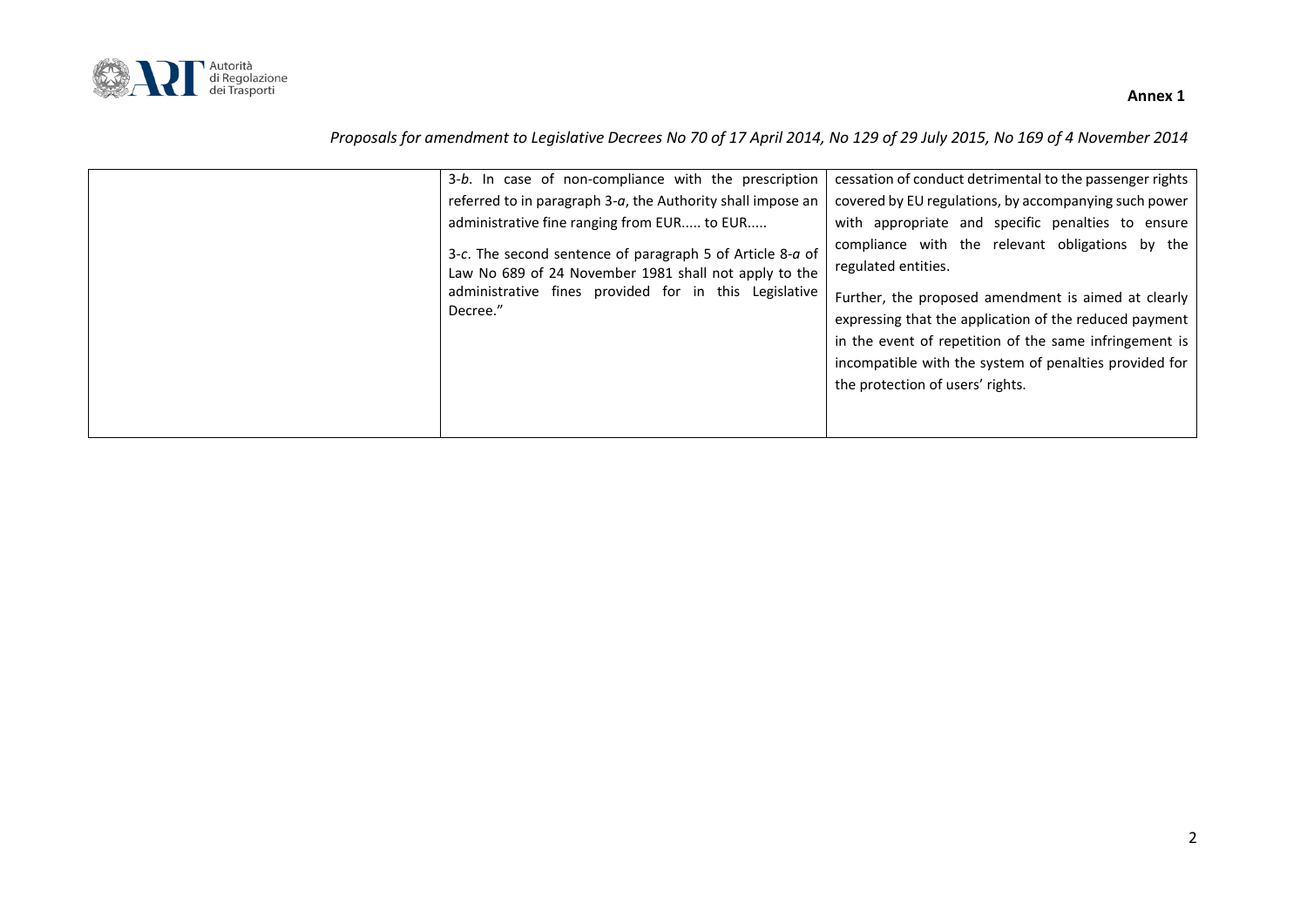| | | |
|---|---|---|
| | 3-*b*. In case of non-compliance with the prescription referred to in paragraph 3-*a*, the Authority shall impose an administrative fine ranging from EUR..... to EUR.....<br><br>3-*c*. The second sentence of paragraph 5 of Article 8-*a* of Law No 689 of 24 November 1981 shall not apply to the administrative fines provided for in this Legislative Decree." | cessation of conduct detrimental to the passenger rights covered by EU regulations, by accompanying such power with appropriate and specific penalties to ensure compliance with the relevant obligations by the regulated entities.<br><br>Further, the proposed amendment is aimed at clearly expressing that the application of the reduced payment in the event of repetition of the same infringement is incompatible with the system of penalties provided for the protection of users' rights. |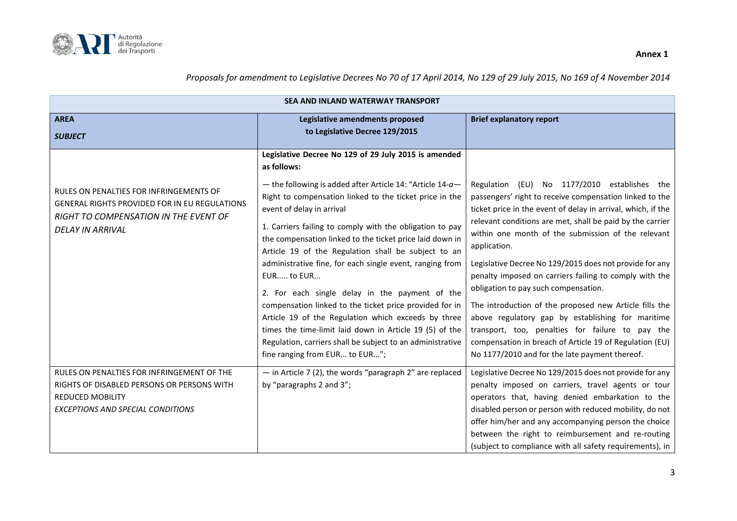**Annex 1**

*Proposals for amendment to Legislative Decrees No 70 of 17 April 2014, No 129 of 29 July 2015, No 169 of 4 November 2014*

| SEA AND INLAND WATERWAY TRANSPORT | | |
|---|---|---|
| **AREA**<br>***SUBJECT*** | **Legislative amendments proposed to Legislative Decree 129/2015** | **Brief explanatory report** |
| RULES ON PENALTIES FOR INFRINGEMENTS OF GENERAL RIGHTS PROVIDED FOR IN EU REGULATIONS<br>*RIGHT TO COMPENSATION IN THE EVENT OF DELAY IN ARRIVAL* | **Legislative Decree No 129 of 29 July 2015 is amended as follows:**<br>— the following is added after Article 14: "Article 14-*a*— Right to compensation linked to the ticket price in the event of delay in arrival<br>1. Carriers failing to comply with the obligation to pay the compensation linked to the ticket price laid down in Article 19 of the Regulation shall be subject to an administrative fine, for each single event, ranging from EUR..... to EUR...<br>2. For each single delay in the payment of the compensation linked to the ticket price provided for in Article 19 of the Regulation which exceeds by three times the time-limit laid down in Article 19 (5) of the Regulation, carriers shall be subject to an administrative fine ranging from EUR... to EUR..."; | Regulation (EU) No 1177/2010 establishes the passengers' right to receive compensation linked to the ticket price in the event of delay in arrival, which, if the relevant conditions are met, shall be paid by the carrier within one month of the submission of the relevant application.<br>Legislative Decree No 129/2015 does not provide for any penalty imposed on carriers failing to comply with the obligation to pay such compensation.<br>The introduction of the proposed new Article fills the above regulatory gap by establishing for maritime transport, too, penalties for failure to pay the compensation in breach of Article 19 of Regulation (EU) No 1177/2010 and for the late payment thereof. |
| RULES ON PENALTIES FOR INFRINGEMENT OF THE RIGHTS OF DISABLED PERSONS OR PERSONS WITH REDUCED MOBILITY<br>*EXCEPTIONS AND SPECIAL CONDITIONS* | — in Article 7 (2), the words "paragraph 2" are replaced by "paragraphs 2 and 3"; | Legislative Decree No 129/2015 does not provide for any penalty imposed on carriers, travel agents or tour operators that, having denied embarkation to the disabled person or person with reduced mobility, do not offer him/her and any accompanying person the choice between the right to reimbursement and re-routing (subject to compliance with all safety requirements), in |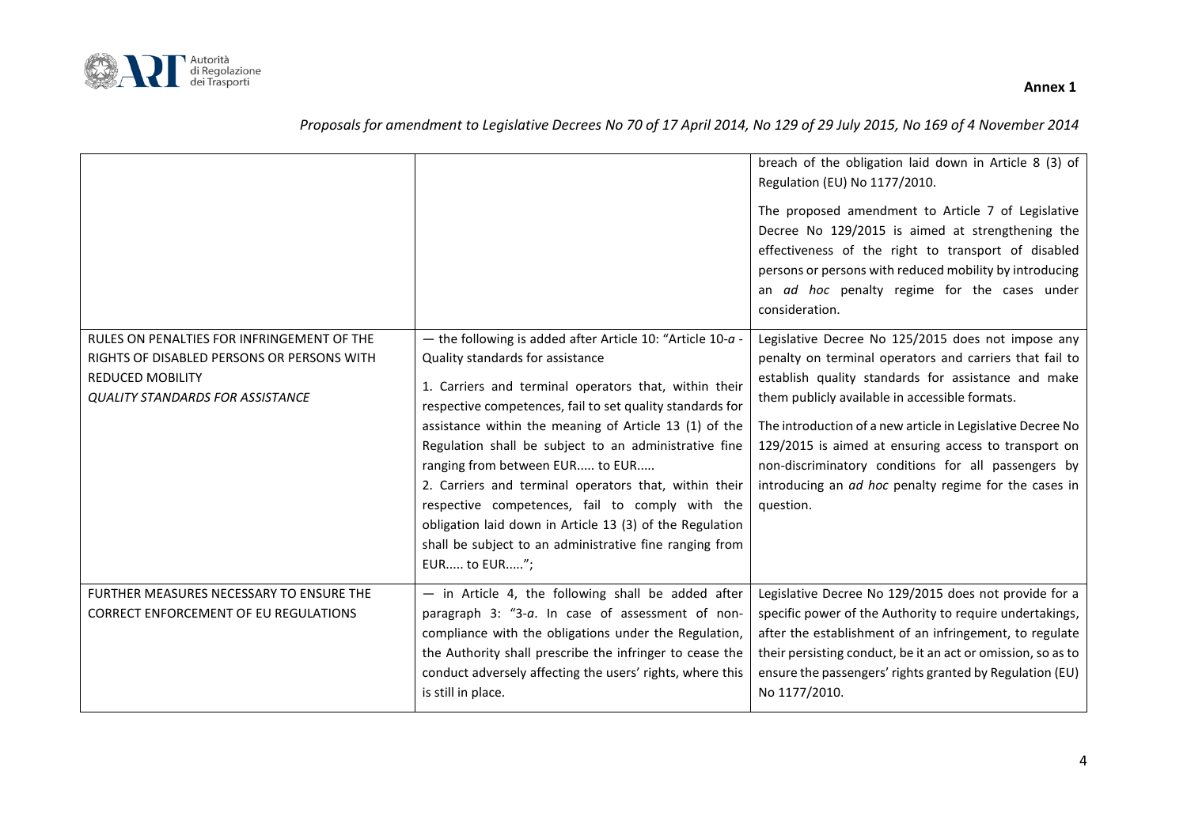| | | |
|---|---|---|
| | | breach of the obligation laid down in Article 8 (3) of Regulation (EU) No 1177/2010.<br><br>The proposed amendment to Article 7 of Legislative Decree No 129/2015 is aimed at strengthening the effectiveness of the right to transport of disabled persons or persons with reduced mobility by introducing an *ad hoc* penalty regime for the cases under consideration. |
| RULES ON PENALTIES FOR INFRINGEMENT OF THE RIGHTS OF DISABLED PERSONS OR PERSONS WITH REDUCED MOBILITY<br>*QUALITY STANDARDS FOR ASSISTANCE* | — the following is added after Article 10: "Article 10-*a* - Quality standards for assistance<br><br>1. Carriers and terminal operators that, within their respective competences, fail to set quality standards for assistance within the meaning of Article 13 (1) of the Regulation shall be subject to an administrative fine ranging from between EUR..... to EUR.....<br>2. Carriers and terminal operators that, within their respective competences, fail to comply with the obligation laid down in Article 13 (3) of the Regulation shall be subject to an administrative fine ranging from EUR..... to EUR.....";  | Legislative Decree No 125/2015 does not impose any penalty on terminal operators and carriers that fail to establish quality standards for assistance and make them publicly available in accessible formats.<br><br>The introduction of a new article in Legislative Decree No 129/2015 is aimed at ensuring access to transport on non-discriminatory conditions for all passengers by introducing an *ad hoc* penalty regime for the cases in question. |
| FURTHER MEASURES NECESSARY TO ENSURE THE CORRECT ENFORCEMENT OF EU REGULATIONS | — in Article 4, the following shall be added after paragraph 3: "3-*a*. In case of assessment of non-compliance with the obligations under the Regulation, the Authority shall prescribe the infringer to cease the conduct adversely affecting the users' rights, where this is still in place. | Legislative Decree No 129/2015 does not provide for a specific power of the Authority to require undertakings, after the establishment of an infringement, to regulate their persisting conduct, be it an act or omission, so as to ensure the passengers' rights granted by Regulation (EU) No 1177/2010. |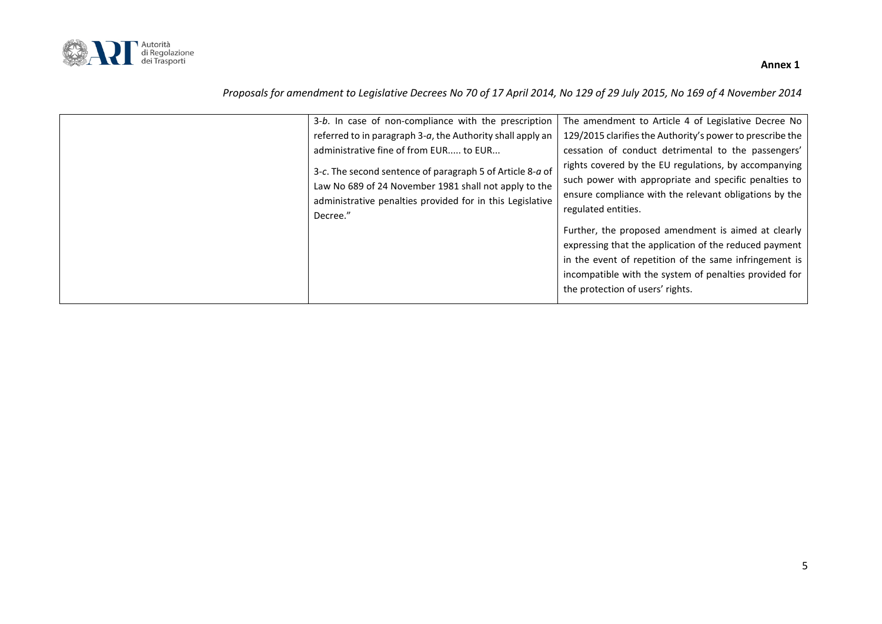| | | |
|---|---|---|
| | 3-*b*. In case of non-compliance with the prescription referred to in paragraph 3-*a*, the Authority shall apply an administrative fine of from EUR..... to EUR...<br><br>3-*c*. The second sentence of paragraph 5 of Article 8-*a* of Law No 689 of 24 November 1981 shall not apply to the administrative penalties provided for in this Legislative Decree." | The amendment to Article 4 of Legislative Decree No 129/2015 clarifies the Authority's power to prescribe the cessation of conduct detrimental to the passengers' rights covered by the EU regulations, by accompanying such power with appropriate and specific penalties to ensure compliance with the relevant obligations by the regulated entities.<br><br>Further, the proposed amendment is aimed at clearly expressing that the application of the reduced payment in the event of repetition of the same infringement is incompatible with the system of penalties provided for the protection of users' rights. |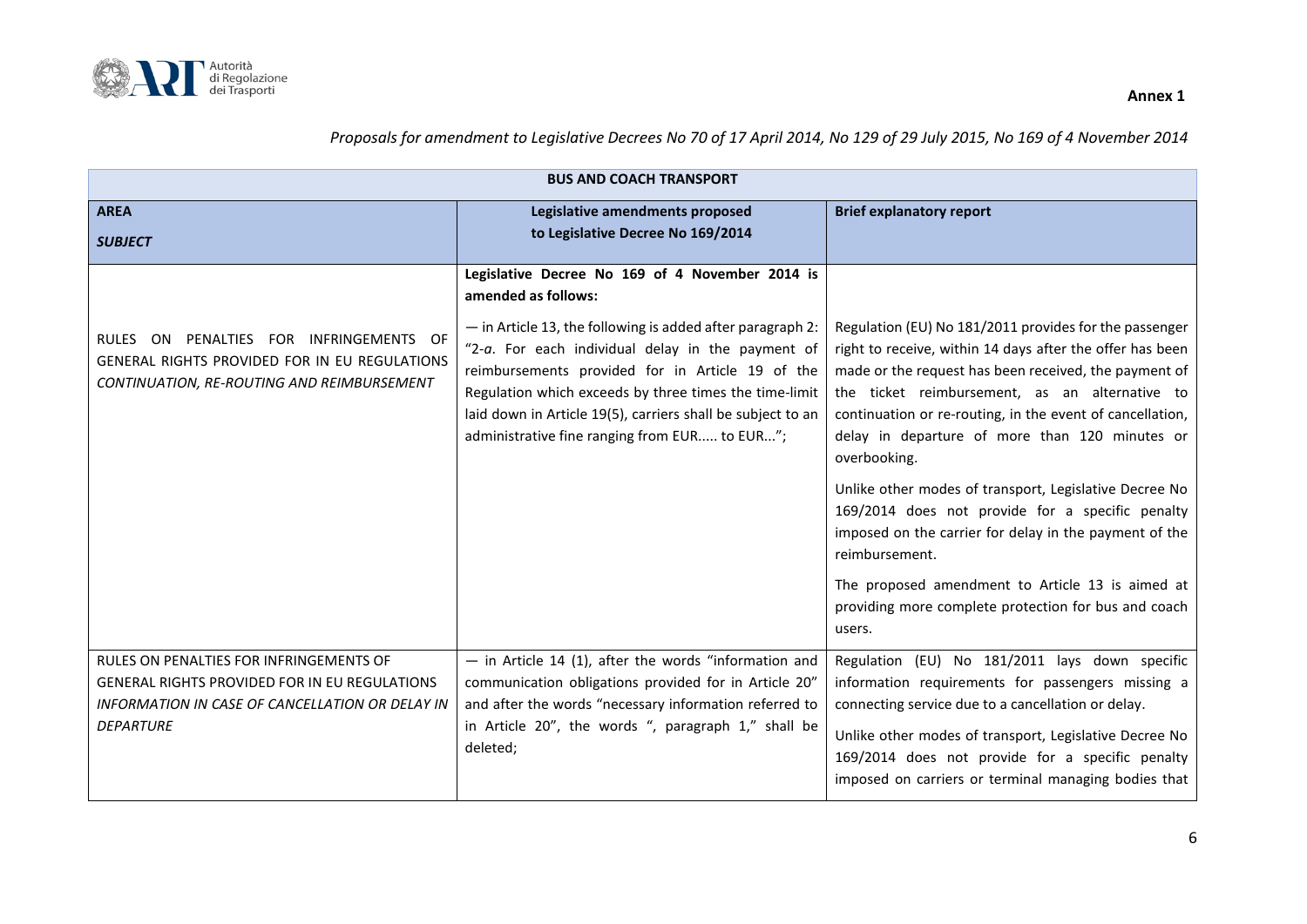Annex 1

*Proposals for amendment to Legislative Decrees No 70 of 17 April 2014, No 129 of 29 July 2015, No 169 of 4 November 2014*

| BUS AND COACH TRANSPORT | | |
|---|---|---|
| **AREA**<br>***SUBJECT*** | **Legislative amendments proposed to Legislative Decree No 169/2014** | **Brief explanatory report** |
| RULES ON PENALTIES FOR INFRINGEMENTS OF GENERAL RIGHTS PROVIDED FOR IN EU REGULATIONS<br>*CONTINUATION, RE-ROUTING AND REIMBURSEMENT* | **Legislative Decree No 169 of 4 November 2014 is amended as follows:**<br>— in Article 13, the following is added after paragraph 2: "2-*a*. For each individual delay in the payment of reimbursements provided for in Article 19 of the Regulation which exceeds by three times the time-limit laid down in Article 19(5), carriers shall be subject to an administrative fine ranging from EUR..... to EUR..."; | Regulation (EU) No 181/2011 provides for the passenger right to receive, within 14 days after the offer has been made or the request has been received, the payment of the ticket reimbursement, as an alternative to continuation or re-routing, in the event of cancellation, delay in departure of more than 120 minutes or overbooking.<br>Unlike other modes of transport, Legislative Decree No 169/2014 does not provide for a specific penalty imposed on the carrier for delay in the payment of the reimbursement.<br>The proposed amendment to Article 13 is aimed at providing more complete protection for bus and coach users. |
| RULES ON PENALTIES FOR INFRINGEMENTS OF GENERAL RIGHTS PROVIDED FOR IN EU REGULATIONS<br>*INFORMATION IN CASE OF CANCELLATION OR DELAY IN DEPARTURE* | — in Article 14 (1), after the words "information and communication obligations provided for in Article 20" and after the words "necessary information referred to in Article 20", the words ", paragraph 1," shall be deleted; | Regulation (EU) No 181/2011 lays down specific information requirements for passengers missing a connecting service due to a cancellation or delay.<br>Unlike other modes of transport, Legislative Decree No 169/2014 does not provide for a specific penalty imposed on carriers or terminal managing bodies that |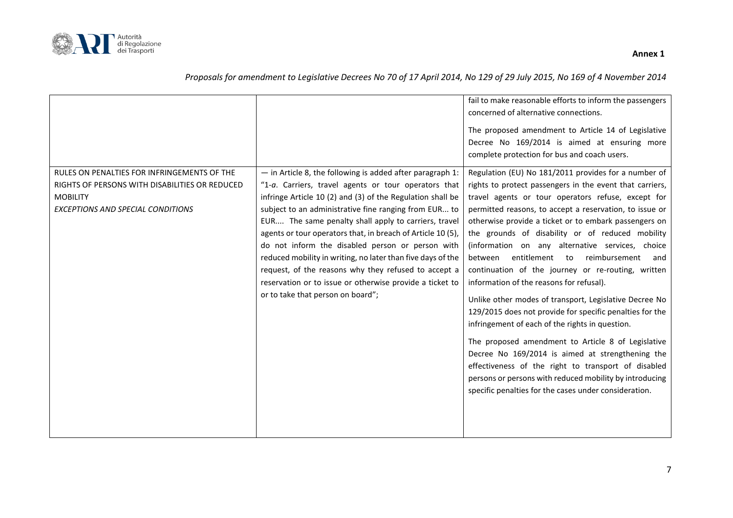Proposals for amendment to Legislative Decrees No 70 of 17 April 2014, No 129 of 29 July 2015, No 169 of 4 November 2014

| | | |
|---|---|---|
| | | fail to make reasonable efforts to inform the passengers concerned of alternative connections.<br><br>The proposed amendment to Article 14 of Legislative Decree No 169/2014 is aimed at ensuring more complete protection for bus and coach users. |
| RULES ON PENALTIES FOR INFRINGEMENTS OF THE RIGHTS OF PERSONS WITH DISABILITIES OR REDUCED MOBILITY<br>*EXCEPTIONS AND SPECIAL CONDITIONS* | — in Article 8, the following is added after paragraph 1: "1-*a*. Carriers, travel agents or tour operators that infringe Article 10 (2) and (3) of the Regulation shall be subject to an administrative fine ranging from EUR... to EUR.... The same penalty shall apply to carriers, travel agents or tour operators that, in breach of Article 10 (5), do not inform the disabled person or person with reduced mobility in writing, no later than five days of the request, of the reasons why they refused to accept a reservation or to issue or otherwise provide a ticket to or to take that person on board"; | Regulation (EU) No 181/2011 provides for a number of rights to protect passengers in the event that carriers, travel agents or tour operators refuse, except for permitted reasons, to accept a reservation, to issue or otherwise provide a ticket or to embark passengers on the grounds of disability or of reduced mobility (information on any alternative services, choice between entitlement to reimbursement and continuation of the journey or re-routing, written information of the reasons for refusal).<br><br>Unlike other modes of transport, Legislative Decree No 129/2015 does not provide for specific penalties for the infringement of each of the rights in question.<br><br>The proposed amendment to Article 8 of Legislative Decree No 169/2014 is aimed at strengthening the effectiveness of the right to transport of disabled persons or persons with reduced mobility by introducing specific penalties for the cases under consideration. |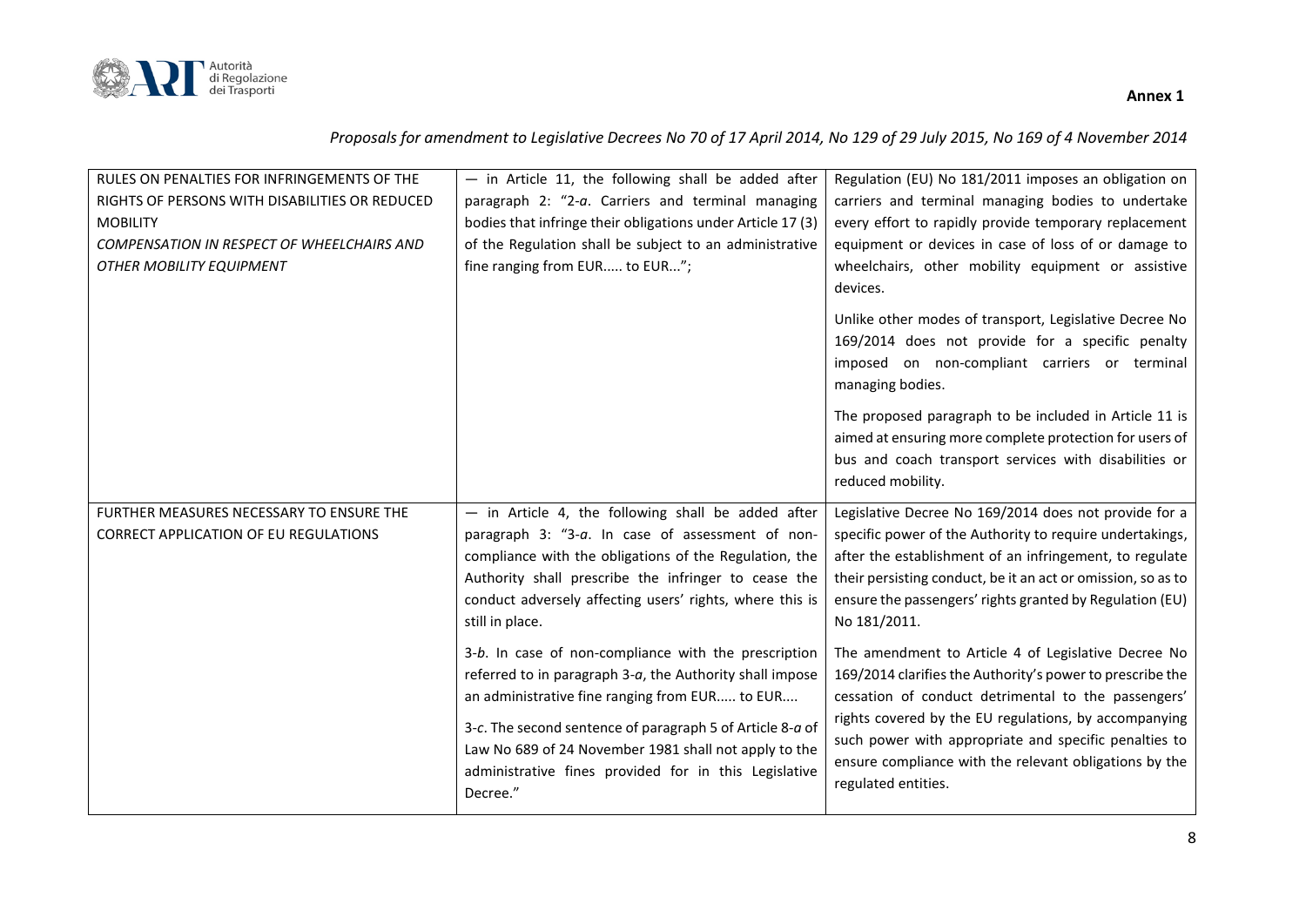*Proposals for amendment to Legislative Decrees No 70 of 17 April 2014, No 129 of 29 July 2015, No 169 of 4 November 2014*

| | | |
|---|---|---|
| RULES ON PENALTIES FOR INFRINGEMENTS OF THE RIGHTS OF PERSONS WITH DISABILITIES OR REDUCED MOBILITY<br>*COMPENSATION IN RESPECT OF WHEELCHAIRS AND OTHER MOBILITY EQUIPMENT* | — in Article 11, the following shall be added after paragraph 2: "2-*a*. Carriers and terminal managing bodies that infringe their obligations under Article 17 (3) of the Regulation shall be subject to an administrative fine ranging from EUR..... to EUR..."; | Regulation (EU) No 181/2011 imposes an obligation on carriers and terminal managing bodies to undertake every effort to rapidly provide temporary replacement equipment or devices in case of loss of or damage to wheelchairs, other mobility equipment or assistive devices.<br><br>Unlike other modes of transport, Legislative Decree No 169/2014 does not provide for a specific penalty imposed on non-compliant carriers or terminal managing bodies.<br><br>The proposed paragraph to be included in Article 11 is aimed at ensuring more complete protection for users of bus and coach transport services with disabilities or reduced mobility. |
| FURTHER MEASURES NECESSARY TO ENSURE THE CORRECT APPLICATION OF EU REGULATIONS | — in Article 4, the following shall be added after paragraph 3: "3-*a*. In case of assessment of non-compliance with the obligations of the Regulation, the Authority shall prescribe the infringer to cease the conduct adversely affecting users' rights, where this is still in place.<br><br>3-*b*. In case of non-compliance with the prescription referred to in paragraph 3-*a*, the Authority shall impose an administrative fine ranging from EUR..... to EUR....<br><br>3-*c*. The second sentence of paragraph 5 of Article 8-*a* of Law No 689 of 24 November 1981 shall not apply to the administrative fines provided for in this Legislative Decree." | Legislative Decree No 169/2014 does not provide for a specific power of the Authority to require undertakings, after the establishment of an infringement, to regulate their persisting conduct, be it an act or omission, so as to ensure the passengers' rights granted by Regulation (EU) No 181/2011.<br><br>The amendment to Article 4 of Legislative Decree No 169/2014 clarifies the Authority's power to prescribe the cessation of conduct detrimental to the passengers' rights covered by the EU regulations, by accompanying such power with appropriate and specific penalties to ensure compliance with the relevant obligations by the regulated entities. |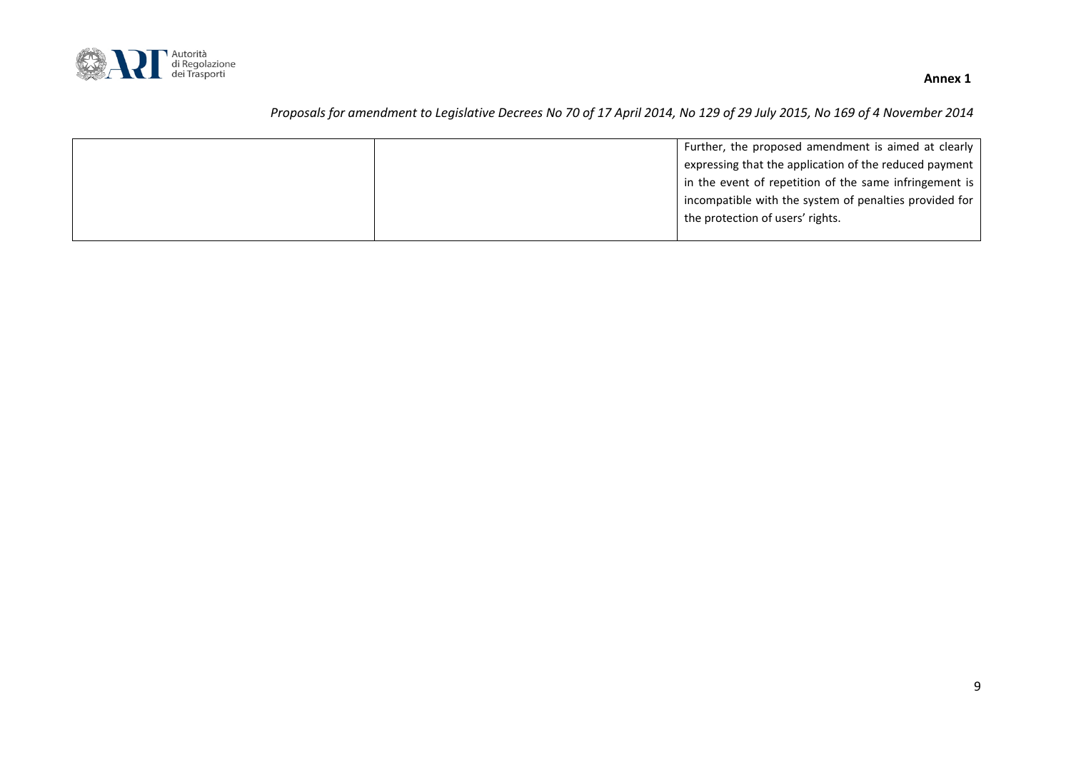| | | |
|---|---|---|
| | | Further, the proposed amendment is aimed at clearly expressing that the application of the reduced payment in the event of repetition of the same infringement is incompatible with the system of penalties provided for the protection of users' rights. |